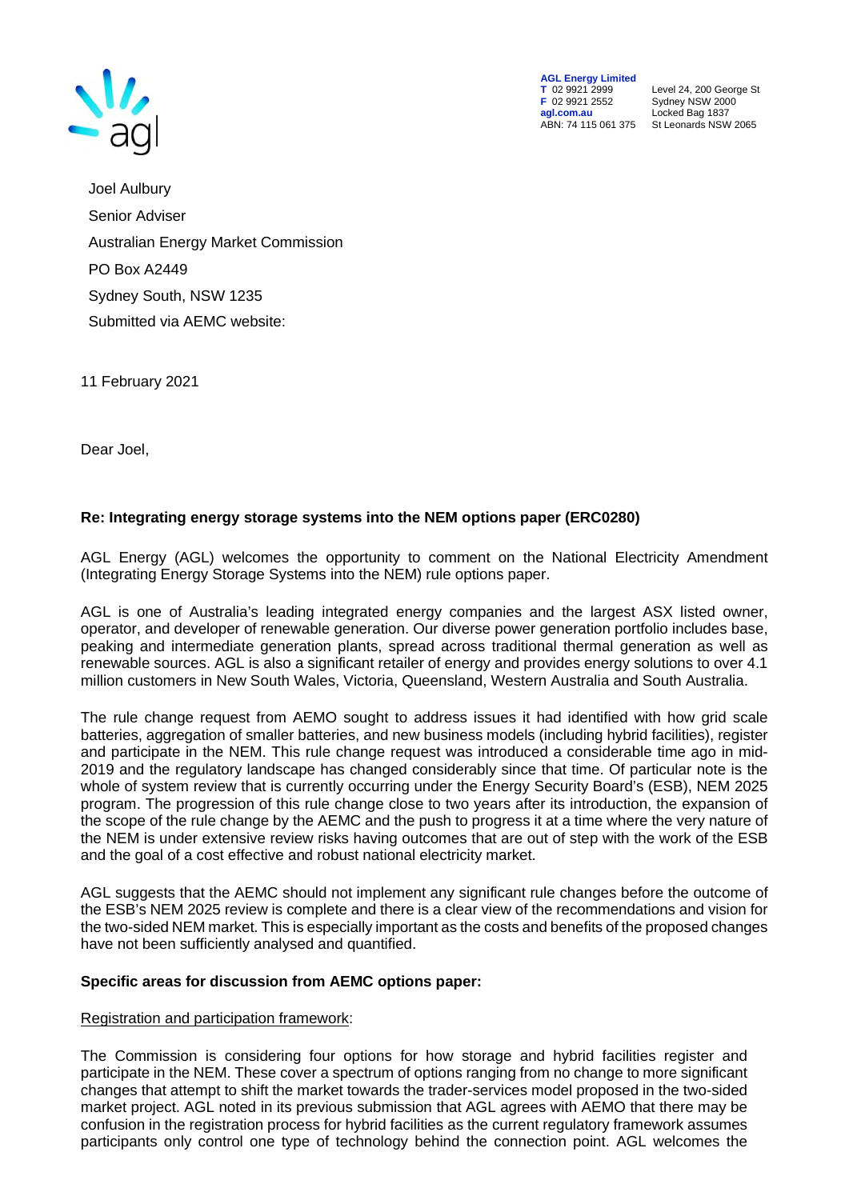**AGL Energy Limited**
**T** 02 9921 2999
**F** 02 9921 2552
**agl.com.au**
ABN: 74 115 061 375

Level 24, 200 George St
Sydney NSW 2000
Locked Bag 1837
St Leonards NSW 2065

Joel Aulbury
Senior Adviser
Australian Energy Market Commission
PO Box A2449
Sydney South, NSW 1235
Submitted via AEMC website:

11 February 2021

Dear Joel,

**Re: Integrating energy storage systems into the NEM options paper (ERC0280)**

AGL Energy (AGL) welcomes the opportunity to comment on the National Electricity Amendment (Integrating Energy Storage Systems into the NEM) rule options paper.

AGL is one of Australia's leading integrated energy companies and the largest ASX listed owner, operator, and developer of renewable generation. Our diverse power generation portfolio includes base, peaking and intermediate generation plants, spread across traditional thermal generation as well as renewable sources. AGL is also a significant retailer of energy and provides energy solutions to over 4.1 million customers in New South Wales, Victoria, Queensland, Western Australia and South Australia.

The rule change request from AEMO sought to address issues it had identified with how grid scale batteries, aggregation of smaller batteries, and new business models (including hybrid facilities), register and participate in the NEM. This rule change request was introduced a considerable time ago in mid-2019 and the regulatory landscape has changed considerably since that time. Of particular note is the whole of system review that is currently occurring under the Energy Security Board's (ESB), NEM 2025 program. The progression of this rule change close to two years after its introduction, the expansion of the scope of the rule change by the AEMC and the push to progress it at a time where the very nature of the NEM is under extensive review risks having outcomes that are out of step with the work of the ESB and the goal of a cost effective and robust national electricity market.

AGL suggests that the AEMC should not implement any significant rule changes before the outcome of the ESB's NEM 2025 review is complete and there is a clear view of the recommendations and vision for the two-sided NEM market. This is especially important as the costs and benefits of the proposed changes have not been sufficiently analysed and quantified.

**Specific areas for discussion from AEMC options paper:**

<u>Registration and participation framework</u>:

The Commission is considering four options for how storage and hybrid facilities register and participate in the NEM. These cover a spectrum of options ranging from no change to more significant changes that attempt to shift the market towards the trader-services model proposed in the two-sided market project. AGL noted in its previous submission that AGL agrees with AEMO that there may be confusion in the registration process for hybrid facilities as the current regulatory framework assumes participants only control one type of technology behind the connection point. AGL welcomes the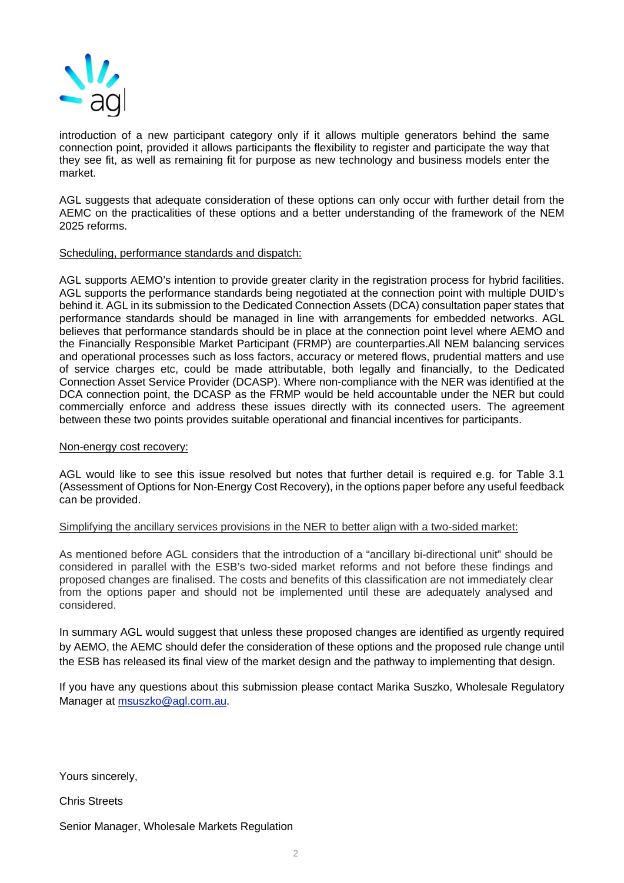introduction of a new participant category only if it allows multiple generators behind the same connection point, provided it allows participants the flexibility to register and participate the way that they see fit, as well as remaining fit for purpose as new technology and business models enter the market.

AGL suggests that adequate consideration of these options can only occur with further detail from the AEMC on the practicalities of these options and a better understanding of the framework of the NEM 2025 reforms.

Scheduling, performance standards and dispatch:

AGL supports AEMO's intention to provide greater clarity in the registration process for hybrid facilities. AGL supports the performance standards being negotiated at the connection point with multiple DUID's behind it. AGL in its submission to the Dedicated Connection Assets (DCA) consultation paper states that performance standards should be managed in line with arrangements for embedded networks. AGL believes that performance standards should be in place at the connection point level where AEMO and the Financially Responsible Market Participant (FRMP) are counterparties.All NEM balancing services and operational processes such as loss factors, accuracy or metered flows, prudential matters and use of service charges etc, could be made attributable, both legally and financially, to the Dedicated Connection Asset Service Provider (DCASP). Where non-compliance with the NER was identified at the DCA connection point, the DCASP as the FRMP would be held accountable under the NER but could commercially enforce and address these issues directly with its connected users. The agreement between these two points provides suitable operational and financial incentives for participants.

Non-energy cost recovery:

AGL would like to see this issue resolved but notes that further detail is required e.g. for Table 3.1 (Assessment of Options for Non-Energy Cost Recovery), in the options paper before any useful feedback can be provided.

Simplifying the ancillary services provisions in the NER to better align with a two-sided market:

As mentioned before AGL considers that the introduction of a "ancillary bi-directional unit" should be considered in parallel with the ESB's two-sided market reforms and not before these findings and proposed changes are finalised. The costs and benefits of this classification are not immediately clear from the options paper and should not be implemented until these are adequately analysed and considered.

In summary AGL would suggest that unless these proposed changes are identified as urgently required by AEMO, the AEMC should defer the consideration of these options and the proposed rule change until the ESB has released its final view of the market design and the pathway to implementing that design.

If you have any questions about this submission please contact Marika Suszko, Wholesale Regulatory Manager at msuszko@agl.com.au.

Yours sincerely,

Chris Streets

Senior Manager, Wholesale Markets Regulation